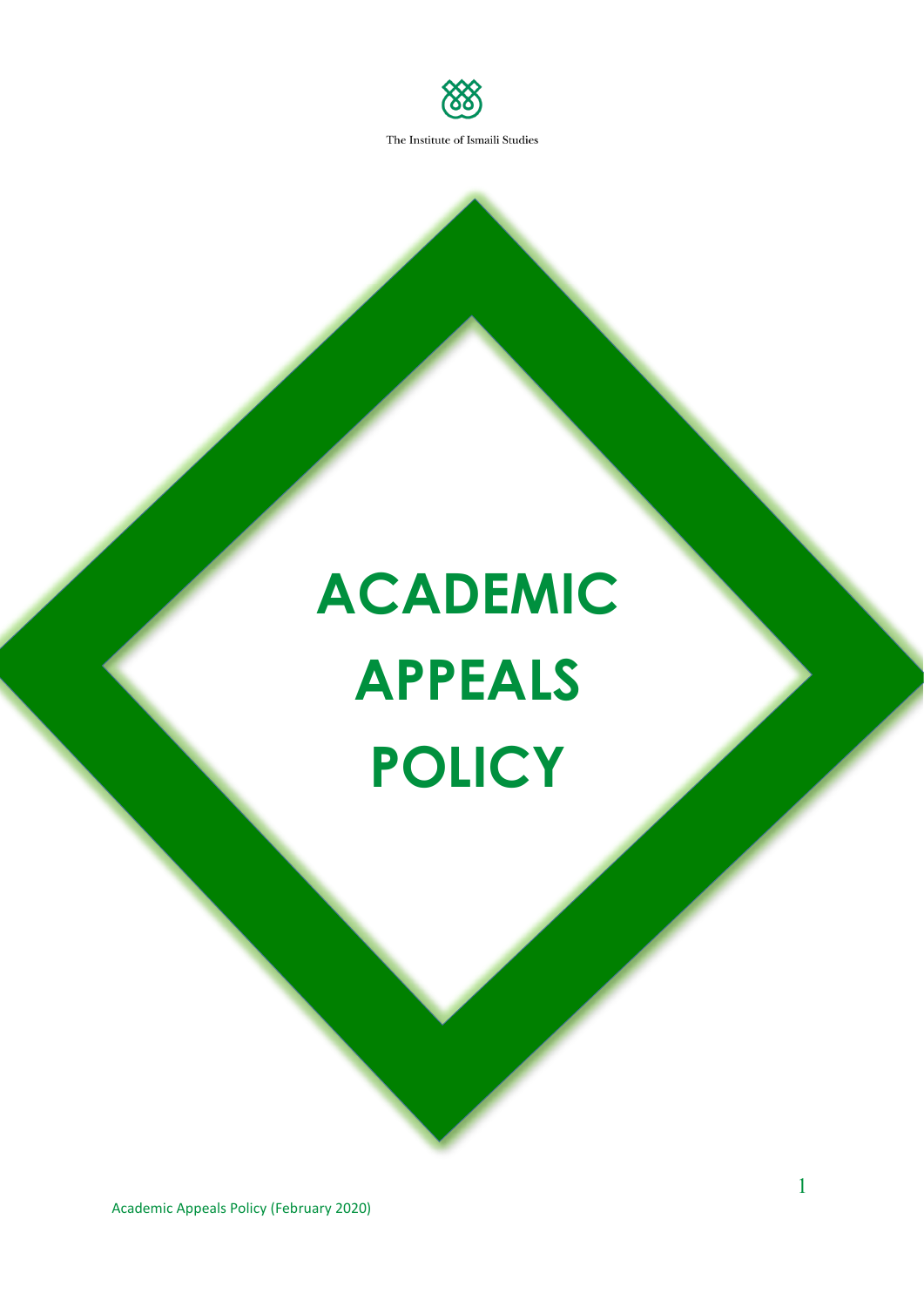The Institute of Ismaili Studies

# ACADEMIC APPEALS POLICY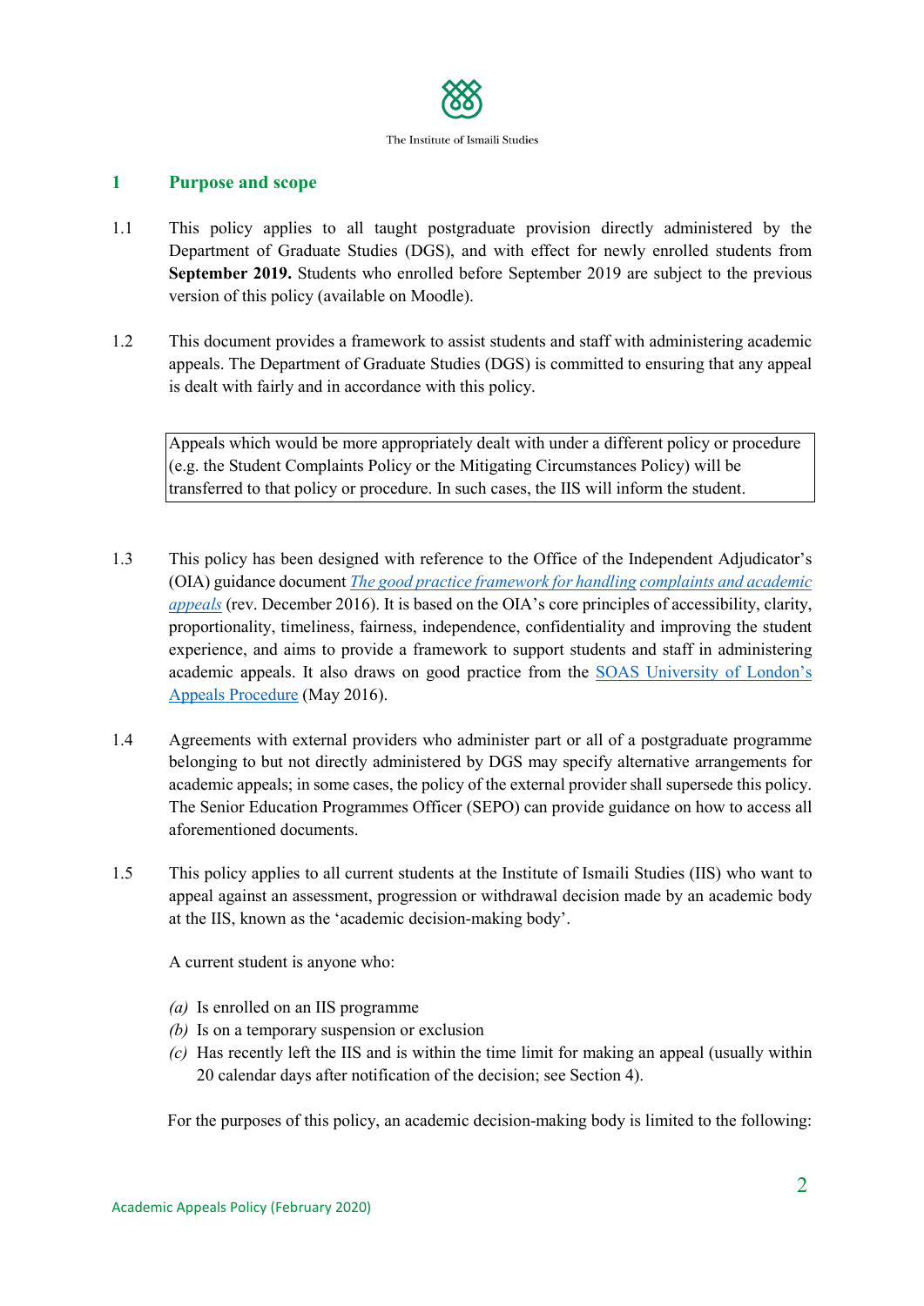## 1 Purpose and scope

1.1 This policy applies to all taught postgraduate provision directly administered by the Department of Graduate Studies (DGS), and with effect for newly enrolled students from **September 2019.** Students who enrolled before September 2019 are subject to the previous version of this policy (available on Moodle).

1.2 This document provides a framework to assist students and staff with administering academic appeals. The Department of Graduate Studies (DGS) is committed to ensuring that any appeal is dealt with fairly and in accordance with this policy.

| Appeals which would be more appropriately dealt with under a different policy or procedure (e.g. the Student Complaints Policy or the Mitigating Circumstances Policy) will be transferred to that policy or procedure. In such cases, the IIS will inform the student. |
|---|

1.3 This policy has been designed with reference to the Office of the Independent Adjudicator's (OIA) guidance document *The good practice framework for handling complaints and academic appeals* (rev. December 2016). It is based on the OIA's core principles of accessibility, clarity, proportionality, timeliness, fairness, independence, confidentiality and improving the student experience, and aims to provide a framework to support students and staff in administering academic appeals. It also draws on good practice from the SOAS University of London's Appeals Procedure (May 2016).

1.4 Agreements with external providers who administer part or all of a postgraduate programme belonging to but not directly administered by DGS may specify alternative arrangements for academic appeals; in some cases, the policy of the external provider shall supersede this policy. The Senior Education Programmes Officer (SEPO) can provide guidance on how to access all aforementioned documents.

1.5 This policy applies to all current students at the Institute of Ismaili Studies (IIS) who want to appeal against an assessment, progression or withdrawal decision made by an academic body at the IIS, known as the 'academic decision-making body'.

A current student is anyone who:

*(a)* Is enrolled on an IIS programme
*(b)* Is on a temporary suspension or exclusion
*(c)* Has recently left the IIS and is within the time limit for making an appeal (usually within 20 calendar days after notification of the decision; see Section 4).

For the purposes of this policy, an academic decision-making body is limited to the following: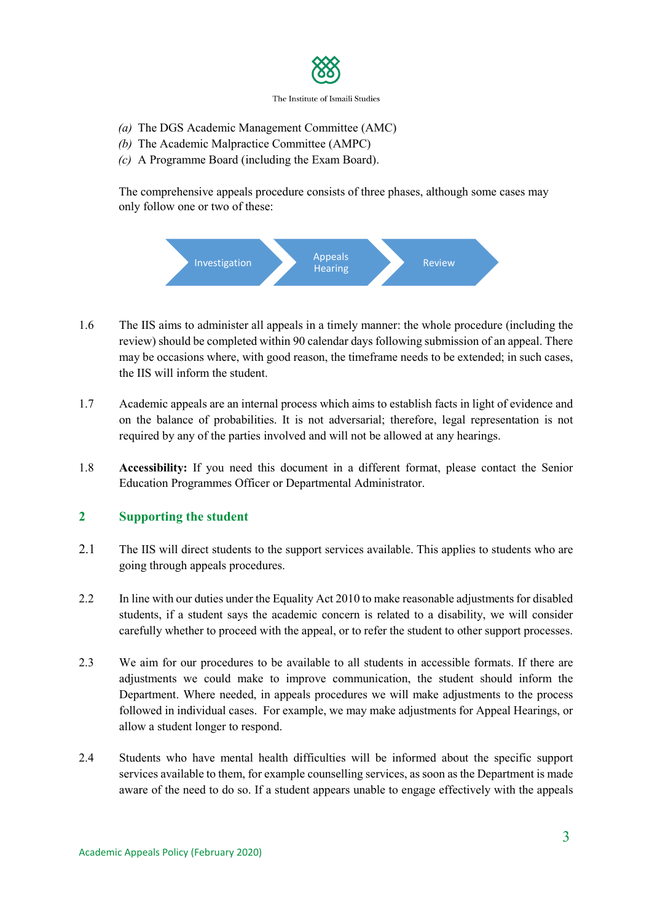(a) The DGS Academic Management Committee (AMC)
(b) The Academic Malpractice Committee (AMPC)
(c) A Programme Board (including the Exam Board).

The comprehensive appeals procedure consists of three phases, although some cases may only follow one or two of these:

Investigation → Appeals Hearing → Review

1.6 The IIS aims to administer all appeals in a timely manner: the whole procedure (including the review) should be completed within 90 calendar days following submission of an appeal. There may be occasions where, with good reason, the timeframe needs to be extended; in such cases, the IIS will inform the student.

1.7 Academic appeals are an internal process which aims to establish facts in light of evidence and on the balance of probabilities. It is not adversarial; therefore, legal representation is not required by any of the parties involved and will not be allowed at any hearings.

1.8 **Accessibility:** If you need this document in a different format, please contact the Senior Education Programmes Officer or Departmental Administrator.

## 2 Supporting the student

2.1 The IIS will direct students to the support services available. This applies to students who are going through appeals procedures.

2.2 In line with our duties under the Equality Act 2010 to make reasonable adjustments for disabled students, if a student says the academic concern is related to a disability, we will consider carefully whether to proceed with the appeal, or to refer the student to other support processes.

2.3 We aim for our procedures to be available to all students in accessible formats. If there are adjustments we could make to improve communication, the student should inform the Department. Where needed, in appeals procedures we will make adjustments to the process followed in individual cases. For example, we may make adjustments for Appeal Hearings, or allow a student longer to respond.

2.4 Students who have mental health difficulties will be informed about the specific support services available to them, for example counselling services, as soon as the Department is made aware of the need to do so. If a student appears unable to engage effectively with the appeals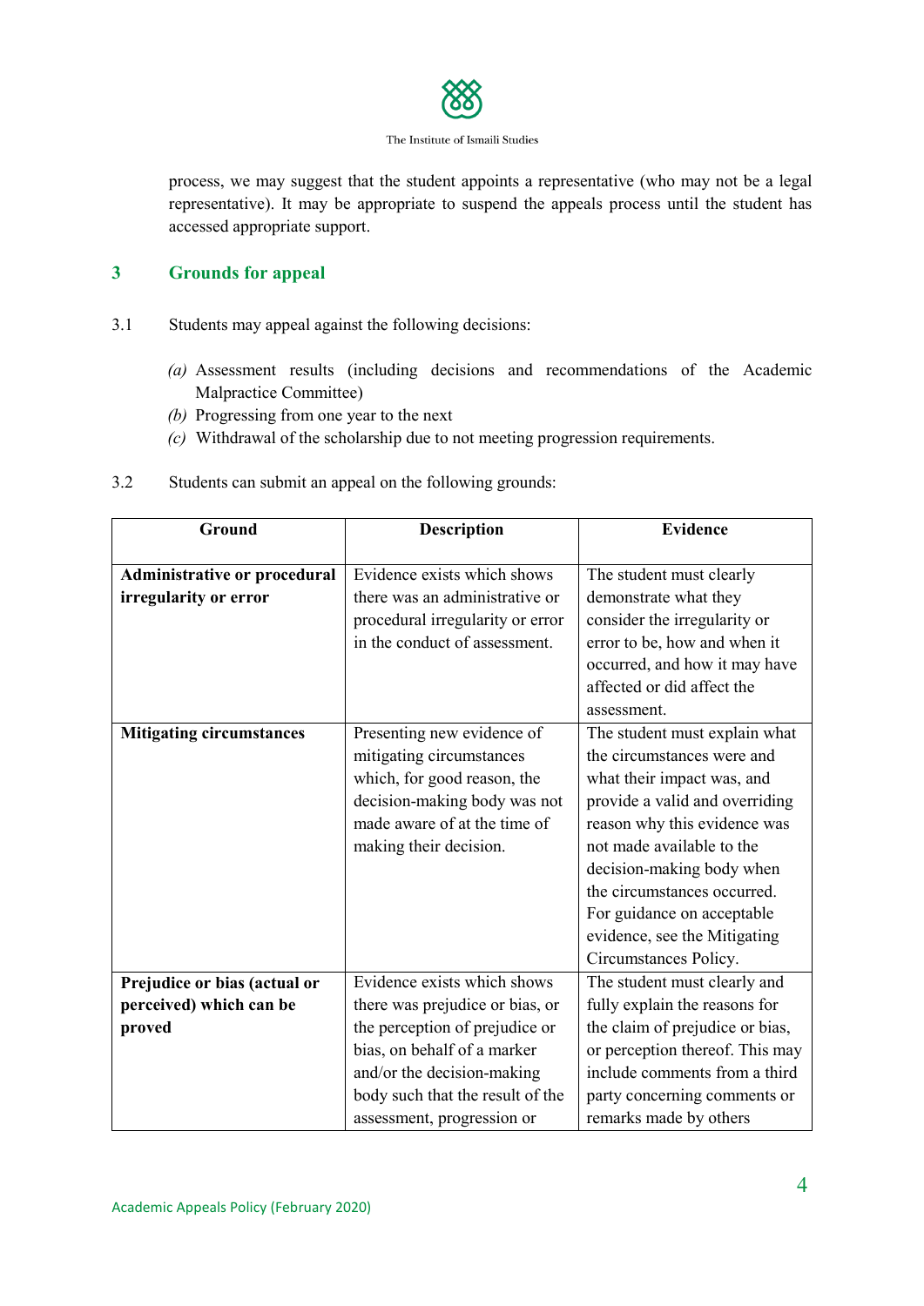process, we may suggest that the student appoints a representative (who may not be a legal representative). It may be appropriate to suspend the appeals process until the student has accessed appropriate support.

## 3 Grounds for appeal

3.1 Students may appeal against the following decisions:

*(a)* Assessment results (including decisions and recommendations of the Academic Malpractice Committee)

*(b)* Progressing from one year to the next

*(c)* Withdrawal of the scholarship due to not meeting progression requirements.

3.2 Students can submit an appeal on the following grounds:

| Ground | Description | Evidence |
|---|---|---|
| **Administrative or procedural irregularity or error** | Evidence exists which shows there was an administrative or procedural irregularity or error in the conduct of assessment. | The student must clearly demonstrate what they consider the irregularity or error to be, how and when it occurred, and how it may have affected or did affect the assessment. |
| **Mitigating circumstances** | Presenting new evidence of mitigating circumstances which, for good reason, the decision-making body was not made aware of at the time of making their decision. | The student must explain what the circumstances were and what their impact was, and provide a valid and overriding reason why this evidence was not made available to the decision-making body when the circumstances occurred. For guidance on acceptable evidence, see the Mitigating Circumstances Policy. |
| **Prejudice or bias (actual or perceived) which can be proved** | Evidence exists which shows there was prejudice or bias, or the perception of prejudice or bias, on behalf of a marker and/or the decision-making body such that the result of the assessment, progression or | The student must clearly and fully explain the reasons for the claim of prejudice or bias, or perception thereof. This may include comments from a third party concerning comments or remarks made by others |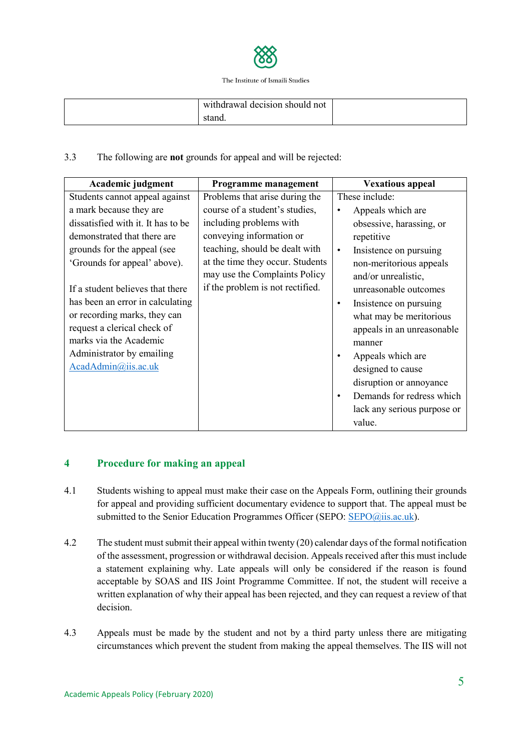| | withdrawal decision should not stand. | |
|---|---|---|

3.3 The following are **not** grounds for appeal and will be rejected:

| Academic judgment | Programme management | Vexatious appeal |
|---|---|---|
| Students cannot appeal against a mark because they are dissatisfied with it. It has to be demonstrated that there are grounds for the appeal (see 'Grounds for appeal' above).<br><br>If a student believes that there has been an error in calculating or recording marks, they can request a clerical check of marks via the Academic Administrator by emailing AcadAdmin@iis.ac.uk | Problems that arise during the course of a student's studies, including problems with conveying information or teaching, should be dealt with at the time they occur. Students may use the Complaints Policy if the problem is not rectified. | These include:<br>• Appeals which are obsessive, harassing, or repetitive<br>• Insistence on pursuing non-meritorious appeals and/or unrealistic, unreasonable outcomes<br>• Insistence on pursuing what may be meritorious appeals in an unreasonable manner<br>• Appeals which are designed to cause disruption or annoyance<br>• Demands for redress which lack any serious purpose or value. |

## 4 Procedure for making an appeal

4.1 Students wishing to appeal must make their case on the Appeals Form, outlining their grounds for appeal and providing sufficient documentary evidence to support that. The appeal must be submitted to the Senior Education Programmes Officer (SEPO: SEPO@iis.ac.uk).

4.2 The student must submit their appeal within twenty (20) calendar days of the formal notification of the assessment, progression or withdrawal decision. Appeals received after this must include a statement explaining why. Late appeals will only be considered if the reason is found acceptable by SOAS and IIS Joint Programme Committee. If not, the student will receive a written explanation of why their appeal has been rejected, and they can request a review of that decision.

4.3 Appeals must be made by the student and not by a third party unless there are mitigating circumstances which prevent the student from making the appeal themselves. The IIS will not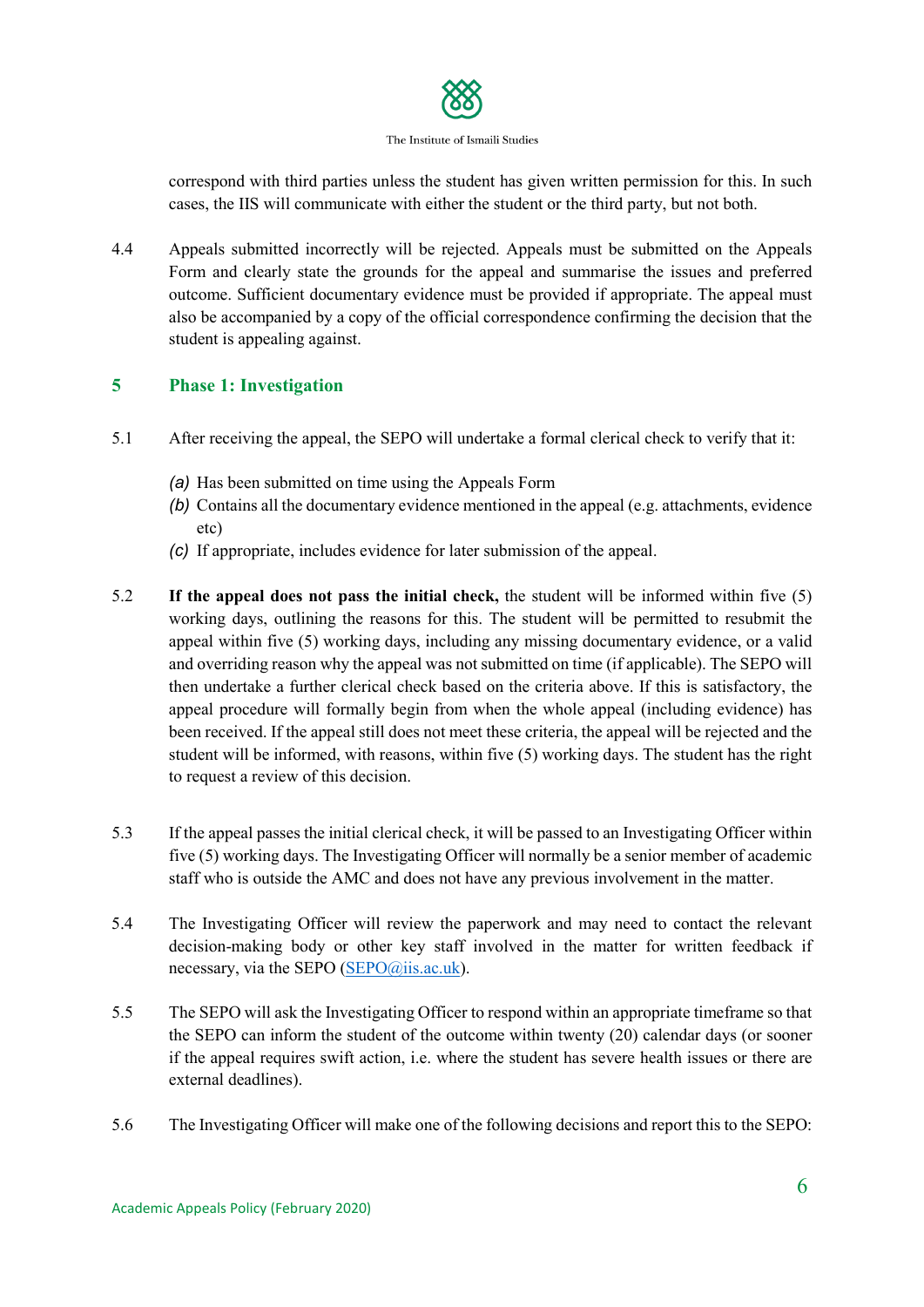correspond with third parties unless the student has given written permission for this. In such cases, the IIS will communicate with either the student or the third party, but not both.

4.4 Appeals submitted incorrectly will be rejected. Appeals must be submitted on the Appeals Form and clearly state the grounds for the appeal and summarise the issues and preferred outcome. Sufficient documentary evidence must be provided if appropriate. The appeal must also be accompanied by a copy of the official correspondence confirming the decision that the student is appealing against.

## 5 Phase 1: Investigation

5.1 After receiving the appeal, the SEPO will undertake a formal clerical check to verify that it:

*(a)* Has been submitted on time using the Appeals Form
*(b)* Contains all the documentary evidence mentioned in the appeal (e.g. attachments, evidence etc)
*(c)* If appropriate, includes evidence for later submission of the appeal.

5.2 **If the appeal does not pass the initial check,** the student will be informed within five (5) working days, outlining the reasons for this. The student will be permitted to resubmit the appeal within five (5) working days, including any missing documentary evidence, or a valid and overriding reason why the appeal was not submitted on time (if applicable). The SEPO will then undertake a further clerical check based on the criteria above. If this is satisfactory, the appeal procedure will formally begin from when the whole appeal (including evidence) has been received. If the appeal still does not meet these criteria, the appeal will be rejected and the student will be informed, with reasons, within five (5) working days. The student has the right to request a review of this decision.

5.3 If the appeal passes the initial clerical check, it will be passed to an Investigating Officer within five (5) working days. The Investigating Officer will normally be a senior member of academic staff who is outside the AMC and does not have any previous involvement in the matter.

5.4 The Investigating Officer will review the paperwork and may need to contact the relevant decision-making body or other key staff involved in the matter for written feedback if necessary, via the SEPO (SEPO@iis.ac.uk).

5.5 The SEPO will ask the Investigating Officer to respond within an appropriate timeframe so that the SEPO can inform the student of the outcome within twenty (20) calendar days (or sooner if the appeal requires swift action, i.e. where the student has severe health issues or there are external deadlines).

5.6 The Investigating Officer will make one of the following decisions and report this to the SEPO: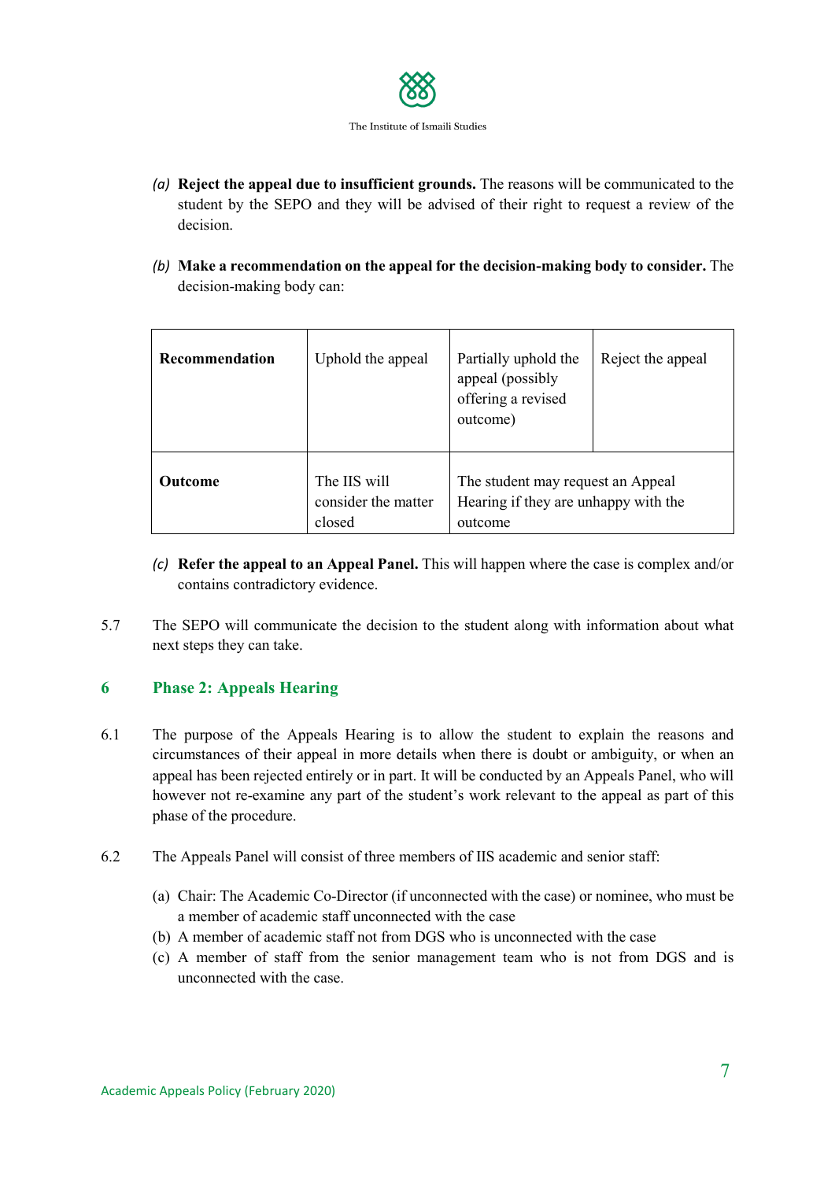*(a)* **Reject the appeal due to insufficient grounds.** The reasons will be communicated to the student by the SEPO and they will be advised of their right to request a review of the decision.

*(b)* **Make a recommendation on the appeal for the decision-making body to consider.** The decision-making body can:

| **Recommendation** | Uphold the appeal | Partially uphold the appeal (possibly offering a revised outcome) | Reject the appeal |
|---|---|---|---|
| **Outcome** | The IIS will consider the matter closed | The student may request an Appeal Hearing if they are unhappy with the outcome | |

*(c)* **Refer the appeal to an Appeal Panel.** This will happen where the case is complex and/or contains contradictory evidence.

5.7 The SEPO will communicate the decision to the student along with information about what next steps they can take.

## 6 Phase 2: Appeals Hearing

6.1 The purpose of the Appeals Hearing is to allow the student to explain the reasons and circumstances of their appeal in more details when there is doubt or ambiguity, or when an appeal has been rejected entirely or in part. It will be conducted by an Appeals Panel, who will however not re-examine any part of the student's work relevant to the appeal as part of this phase of the procedure.

6.2 The Appeals Panel will consist of three members of IIS academic and senior staff:

(a) Chair: The Academic Co-Director (if unconnected with the case) or nominee, who must be a member of academic staff unconnected with the case
(b) A member of academic staff not from DGS who is unconnected with the case
(c) A member of staff from the senior management team who is not from DGS and is unconnected with the case.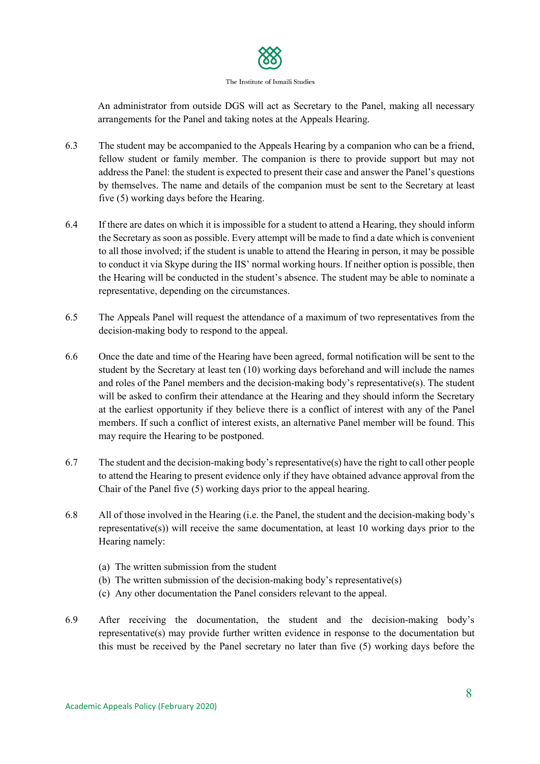An administrator from outside DGS will act as Secretary to the Panel, making all necessary arrangements for the Panel and taking notes at the Appeals Hearing.

6.3 The student may be accompanied to the Appeals Hearing by a companion who can be a friend, fellow student or family member. The companion is there to provide support but may not address the Panel: the student is expected to present their case and answer the Panel's questions by themselves. The name and details of the companion must be sent to the Secretary at least five (5) working days before the Hearing.

6.4 If there are dates on which it is impossible for a student to attend a Hearing, they should inform the Secretary as soon as possible. Every attempt will be made to find a date which is convenient to all those involved; if the student is unable to attend the Hearing in person, it may be possible to conduct it via Skype during the IIS' normal working hours. If neither option is possible, then the Hearing will be conducted in the student's absence. The student may be able to nominate a representative, depending on the circumstances.

6.5 The Appeals Panel will request the attendance of a maximum of two representatives from the decision-making body to respond to the appeal.

6.6 Once the date and time of the Hearing have been agreed, formal notification will be sent to the student by the Secretary at least ten (10) working days beforehand and will include the names and roles of the Panel members and the decision-making body's representative(s). The student will be asked to confirm their attendance at the Hearing and they should inform the Secretary at the earliest opportunity if they believe there is a conflict of interest with any of the Panel members. If such a conflict of interest exists, an alternative Panel member will be found. This may require the Hearing to be postponed.

6.7 The student and the decision-making body's representative(s) have the right to call other people to attend the Hearing to present evidence only if they have obtained advance approval from the Chair of the Panel five (5) working days prior to the appeal hearing.

6.8 All of those involved in the Hearing (i.e. the Panel, the student and the decision-making body's representative(s)) will receive the same documentation, at least 10 working days prior to the Hearing namely:

(a) The written submission from the student
(b) The written submission of the decision-making body's representative(s)
(c) Any other documentation the Panel considers relevant to the appeal.

6.9 After receiving the documentation, the student and the decision-making body's representative(s) may provide further written evidence in response to the documentation but this must be received by the Panel secretary no later than five (5) working days before the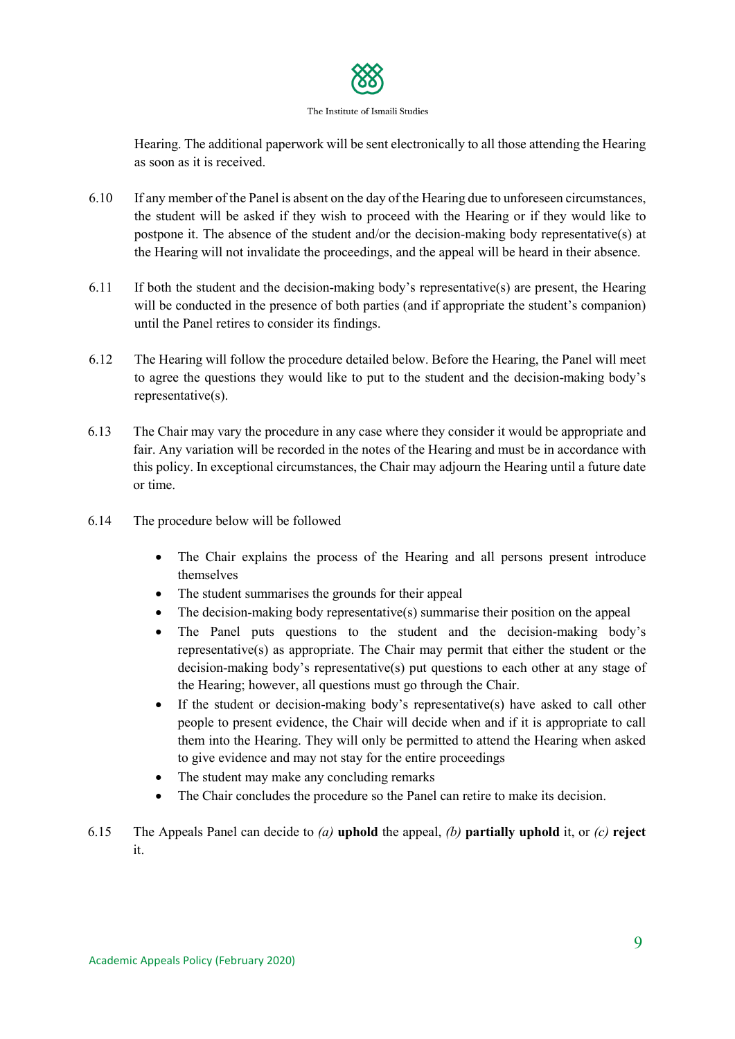Hearing. The additional paperwork will be sent electronically to all those attending the Hearing as soon as it is received.

6.10 If any member of the Panel is absent on the day of the Hearing due to unforeseen circumstances, the student will be asked if they wish to proceed with the Hearing or if they would like to postpone it. The absence of the student and/or the decision-making body representative(s) at the Hearing will not invalidate the proceedings, and the appeal will be heard in their absence.

6.11 If both the student and the decision-making body's representative(s) are present, the Hearing will be conducted in the presence of both parties (and if appropriate the student's companion) until the Panel retires to consider its findings.

6.12 The Hearing will follow the procedure detailed below. Before the Hearing, the Panel will meet to agree the questions they would like to put to the student and the decision-making body's representative(s).

6.13 The Chair may vary the procedure in any case where they consider it would be appropriate and fair. Any variation will be recorded in the notes of the Hearing and must be in accordance with this policy. In exceptional circumstances, the Chair may adjourn the Hearing until a future date or time.

6.14 The procedure below will be followed

- The Chair explains the process of the Hearing and all persons present introduce themselves
- The student summarises the grounds for their appeal
- The decision-making body representative(s) summarise their position on the appeal
- The Panel puts questions to the student and the decision-making body's representative(s) as appropriate. The Chair may permit that either the student or the decision-making body's representative(s) put questions to each other at any stage of the Hearing; however, all questions must go through the Chair.
- If the student or decision-making body's representative(s) have asked to call other people to present evidence, the Chair will decide when and if it is appropriate to call them into the Hearing. They will only be permitted to attend the Hearing when asked to give evidence and may not stay for the entire proceedings
- The student may make any concluding remarks
- The Chair concludes the procedure so the Panel can retire to make its decision.

6.15 The Appeals Panel can decide to *(a)* **uphold** the appeal, *(b)* **partially uphold** it, or *(c)* **reject** it.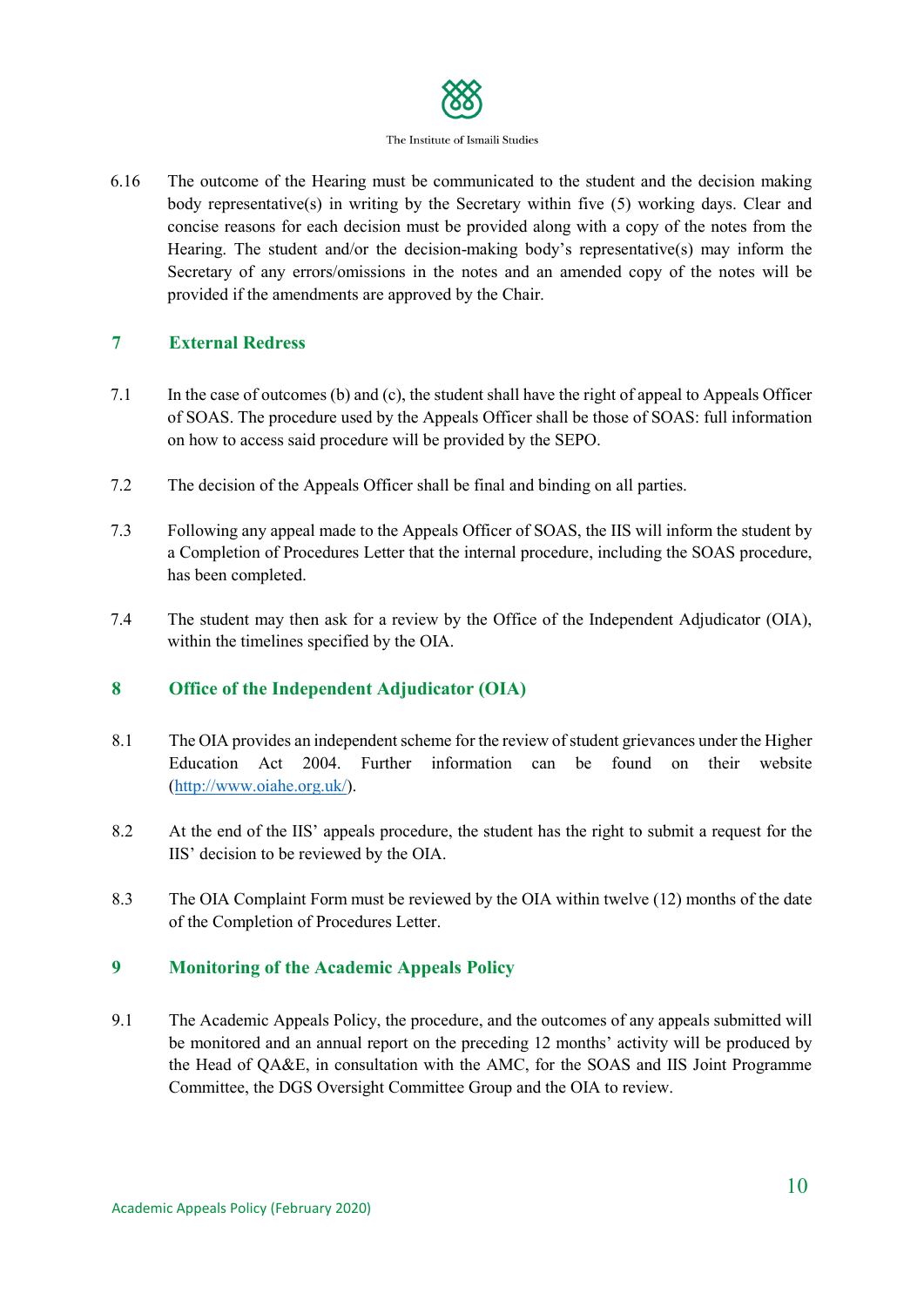6.16 The outcome of the Hearing must be communicated to the student and the decision making body representative(s) in writing by the Secretary within five (5) working days. Clear and concise reasons for each decision must be provided along with a copy of the notes from the Hearing. The student and/or the decision-making body's representative(s) may inform the Secretary of any errors/omissions in the notes and an amended copy of the notes will be provided if the amendments are approved by the Chair.

## 7 External Redress

7.1 In the case of outcomes (b) and (c), the student shall have the right of appeal to Appeals Officer of SOAS. The procedure used by the Appeals Officer shall be those of SOAS: full information on how to access said procedure will be provided by the SEPO.

7.2 The decision of the Appeals Officer shall be final and binding on all parties.

7.3 Following any appeal made to the Appeals Officer of SOAS, the IIS will inform the student by a Completion of Procedures Letter that the internal procedure, including the SOAS procedure, has been completed.

7.4 The student may then ask for a review by the Office of the Independent Adjudicator (OIA), within the timelines specified by the OIA.

## 8 Office of the Independent Adjudicator (OIA)

8.1 The OIA provides an independent scheme for the review of student grievances under the Higher Education Act 2004. Further information can be found on their website ([http://www.oiahe.org.uk/](http://www.oiahe.org.uk/)).

8.2 At the end of the IIS' appeals procedure, the student has the right to submit a request for the IIS' decision to be reviewed by the OIA.

8.3 The OIA Complaint Form must be reviewed by the OIA within twelve (12) months of the date of the Completion of Procedures Letter.

## 9 Monitoring of the Academic Appeals Policy

9.1 The Academic Appeals Policy, the procedure, and the outcomes of any appeals submitted will be monitored and an annual report on the preceding 12 months' activity will be produced by the Head of QA&E, in consultation with the AMC, for the SOAS and IIS Joint Programme Committee, the DGS Oversight Committee Group and the OIA to review.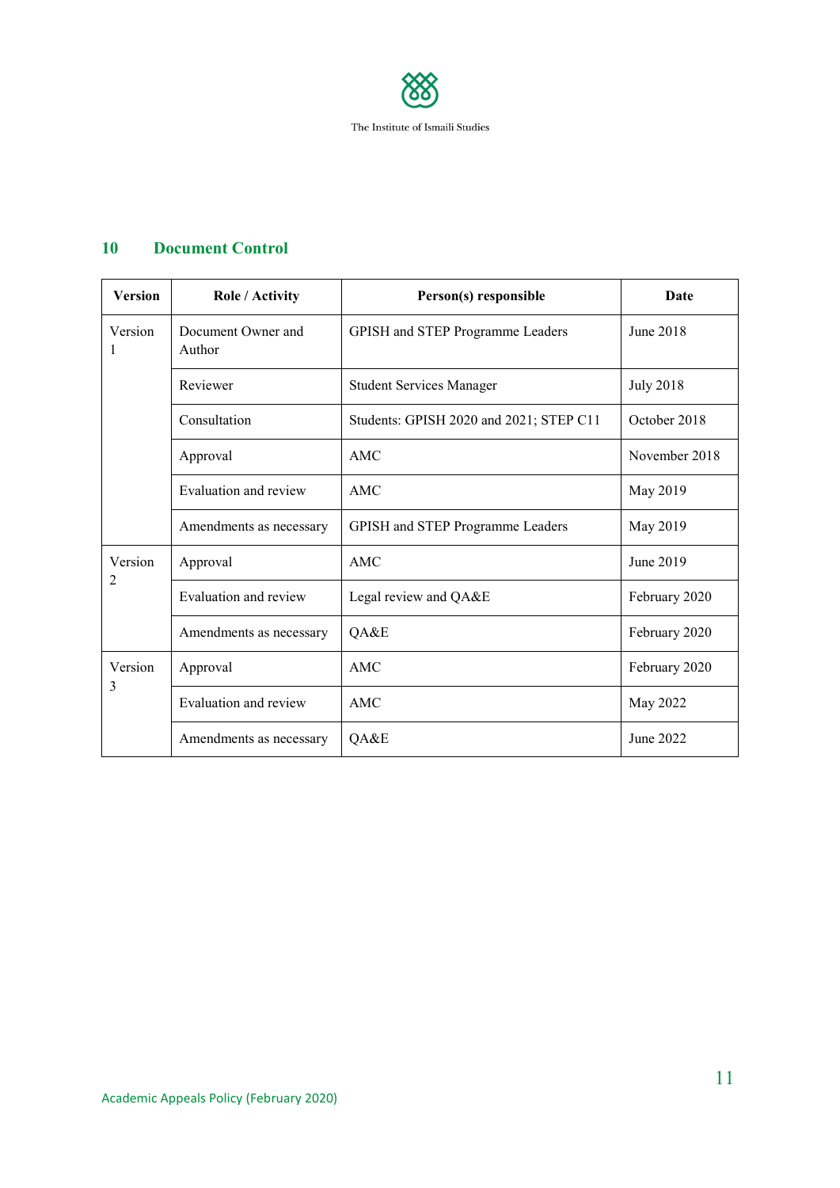## 10 Document Control

| Version | Role / Activity | Person(s) responsible | Date |
|---|---|---|---|
| Version 1 | Document Owner and Author | GPISH and STEP Programme Leaders | June 2018 |
| | Reviewer | Student Services Manager | July 2018 |
| | Consultation | Students: GPISH 2020 and 2021; STEP C11 | October 2018 |
| | Approval | AMC | November 2018 |
| | Evaluation and review | AMC | May 2019 |
| | Amendments as necessary | GPISH and STEP Programme Leaders | May 2019 |
| Version 2 | Approval | AMC | June 2019 |
| | Evaluation and review | Legal review and QA&E | February 2020 |
| | Amendments as necessary | QA&E | February 2020 |
| Version 3 | Approval | AMC | February 2020 |
| | Evaluation and review | AMC | May 2022 |
| | Amendments as necessary | QA&E | June 2022 |